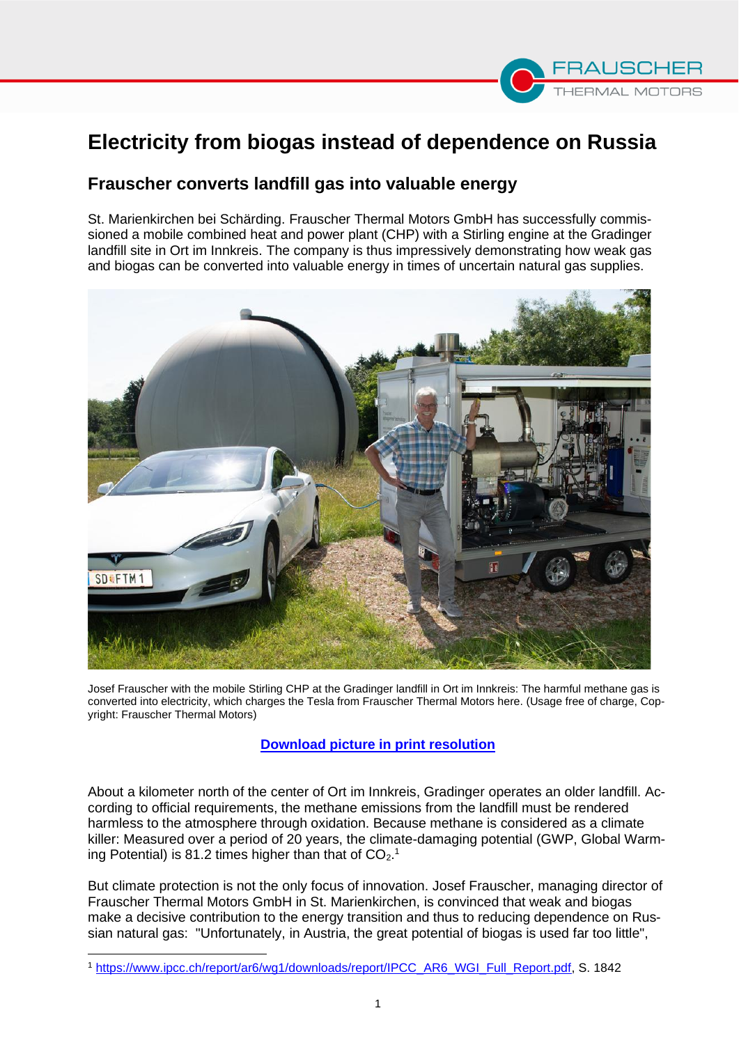# Electricity from biogas instead of dependence on Russia

## Frauscher converts landfill gas into valuable energy

St. Marienkirchen bei Schärding. Frauscher Thermal Motors GmbH has successfully commissioned a mobile combined heat and power plant (CHP) with a Stirling engine at the Gradinger landfill site in Ort im Innkreis. The company is thus impressively demonstrating how weak gas and biogas can be converted into valuable energy in times of uncertain natural gas supplies.

Josef Frauscher with the mobile Stirling CHP at the Gradinger landfill in Ort im Innkreis: The harmful methane gas is converted into electricity, which charges the Tesla from Frauscher Thermal Motors here. (Usage free of charge, Copyright: Frauscher Thermal Motors)

**[Download picture in print resolution]**

About a kilometer north of the center of Ort im Innkreis, Gradinger operates an older landfill. According to official requirements, the methane emissions from the landfill must be rendered harmless to the atmosphere through oxidation. Because methane is considered as a climate killer: Measured over a period of 20 years, the climate-damaging potential (GWP, Global Warming Potential) is 81.2 times higher than that of $CO_2$.[1]

But climate protection is not the only focus of innovation. Josef Frauscher, managing director of Frauscher Thermal Motors GmbH in St. Marienkirchen, is convinced that weak and biogas make a decisive contribution to the energy transition and thus to reducing dependence on Russian natural gas: "Unfortunately, in Austria, the great potential of biogas is used far too little",

[1] https://www.ipcc.ch/report/ar6/wg1/downloads/report/IPCC_AR6_WGI_Full_Report.pdf, S. 1842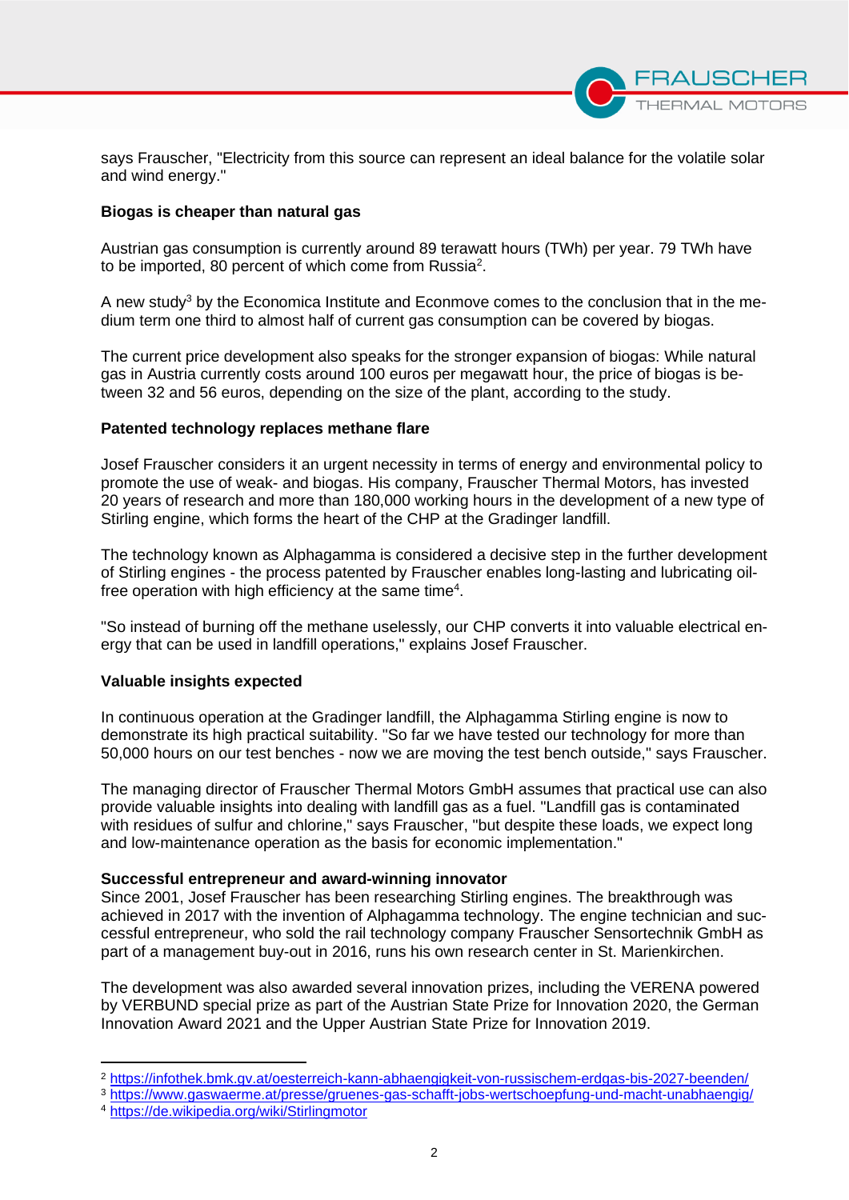says Frauscher, "Electricity from this source can represent an ideal balance for the volatile solar and wind energy."

**Biogas is cheaper than natural gas**

Austrian gas consumption is currently around 89 terawatt hours (TWh) per year. 79 TWh have to be imported, 80 percent of which come from Russia[2].

A new study[3] by the Economica Institute and Econmove comes to the conclusion that in the medium term one third to almost half of current gas consumption can be covered by biogas.

The current price development also speaks for the stronger expansion of biogas: While natural gas in Austria currently costs around 100 euros per megawatt hour, the price of biogas is between 32 and 56 euros, depending on the size of the plant, according to the study.

**Patented technology replaces methane flare**

Josef Frauscher considers it an urgent necessity in terms of energy and environmental policy to promote the use of weak- and biogas. His company, Frauscher Thermal Motors, has invested 20 years of research and more than 180,000 working hours in the development of a new type of Stirling engine, which forms the heart of the CHP at the Gradinger landfill.

The technology known as Alphagamma is considered a decisive step in the further development of Stirling engines - the process patented by Frauscher enables long-lasting and lubricating oil-free operation with high efficiency at the same time[4].

"So instead of burning off the methane uselessly, our CHP converts it into valuable electrical energy that can be used in landfill operations," explains Josef Frauscher.

**Valuable insights expected**

In continuous operation at the Gradinger landfill, the Alphagamma Stirling engine is now to demonstrate its high practical suitability. "So far we have tested our technology for more than 50,000 hours on our test benches - now we are moving the test bench outside," says Frauscher.

The managing director of Frauscher Thermal Motors GmbH assumes that practical use can also provide valuable insights into dealing with landfill gas as a fuel. "Landfill gas is contaminated with residues of sulfur and chlorine," says Frauscher, "but despite these loads, we expect long and low-maintenance operation as the basis for economic implementation."

**Successful entrepreneur and award-winning innovator**

Since 2001, Josef Frauscher has been researching Stirling engines. The breakthrough was achieved in 2017 with the invention of Alphagamma technology. The engine technician and successful entrepreneur, who sold the rail technology company Frauscher Sensortechnik GmbH as part of a management buy-out in 2016, runs his own research center in St. Marienkirchen.

The development was also awarded several innovation prizes, including the VERENA powered by VERBUND special prize as part of the Austrian State Prize for Innovation 2020, the German Innovation Award 2021 and the Upper Austrian State Prize for Innovation 2019.

---

[2] https://infothek.bmk.gv.at/oesterreich-kann-abhaengigkeit-von-russischem-erdgas-bis-2027-beenden/

[3] https://www.gaswaerme.at/presse/gruenes-gas-schafft-jobs-wertschoepfung-und-macht-unabhaengig/

[4] https://de.wikipedia.org/wiki/Stirlingmotor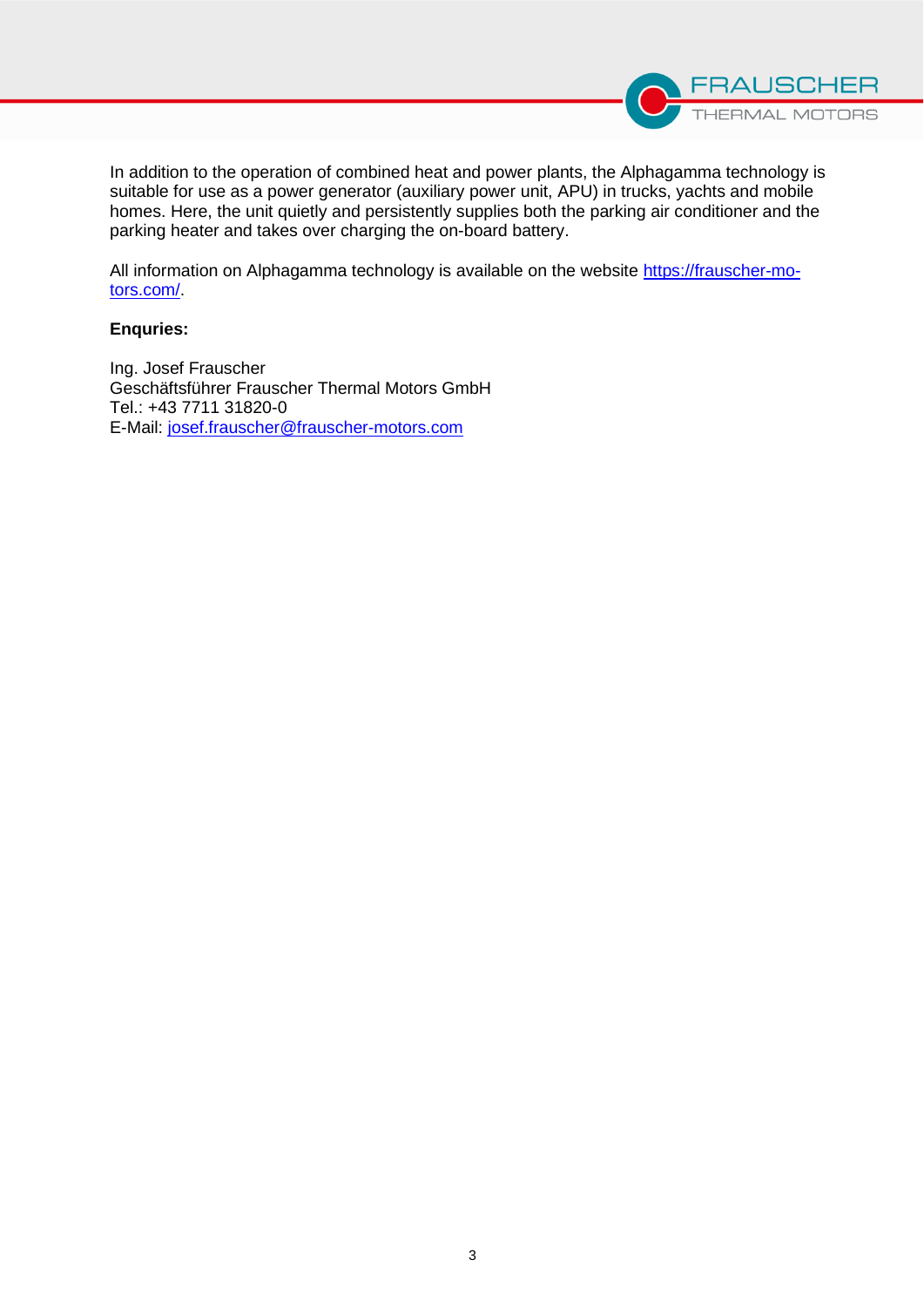In addition to the operation of combined heat and power plants, the Alphagamma technology is suitable for use as a power generator (auxiliary power unit, APU) in trucks, yachts and mobile homes. Here, the unit quietly and persistently supplies both the parking air conditioner and the parking heater and takes over charging the on-board battery.

All information on Alphagamma technology is available on the website https://frauscher-motors.com/.

**Enquries:**

Ing. Josef Frauscher
Geschäftsführer Frauscher Thermal Motors GmbH
Tel.: +43 7711 31820-0
E-Mail: josef.frauscher@frauscher-motors.com